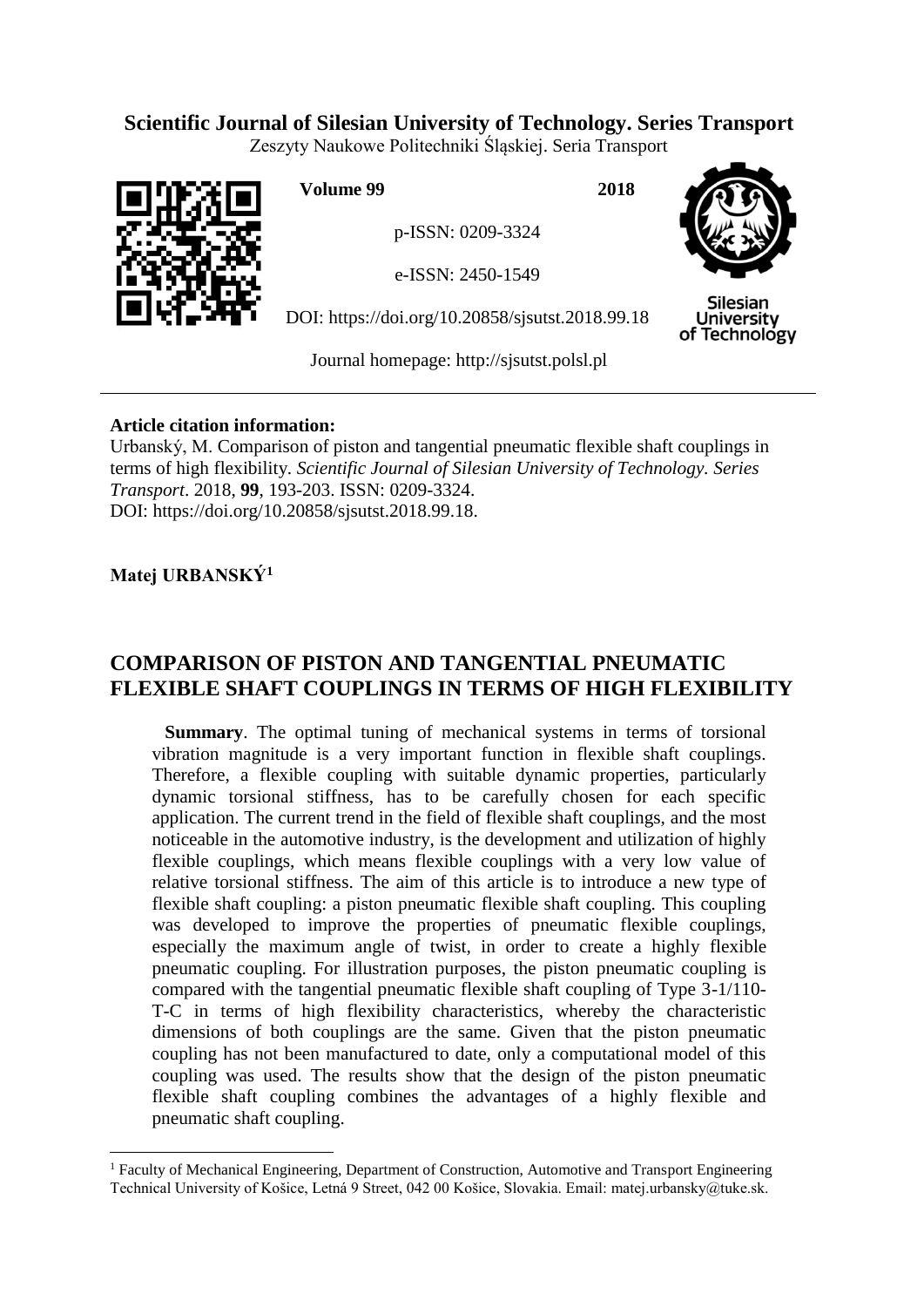**Scientific Journal of Silesian University of Technology. Series Transport**

Zeszyty Naukowe Politechniki Śląskiej. Seria Transport

**Volume 99** **2018**

p-ISSN: 0209-3324

e-ISSN: 2450-1549

DOI: https://doi.org/10.20858/sjsutst.2018.99.18

Journal homepage: http://sjsutst.polsl.pl

**Article citation information:**

Urbanský, M. Comparison of piston and tangential pneumatic flexible shaft couplings in terms of high flexibility. *Scientific Journal of Silesian University of Technology. Series Transport*. 2018, **99**, 193-203. ISSN: 0209-3324.
DOI: https://doi.org/10.20858/sjsutst.2018.99.18.

**Matej URBANSKÝ**[1]

# COMPARISON OF PISTON AND TANGENTIAL PNEUMATIC FLEXIBLE SHAFT COUPLINGS IN TERMS OF HIGH FLEXIBILITY

**Summary**. The optimal tuning of mechanical systems in terms of torsional vibration magnitude is a very important function in flexible shaft couplings. Therefore, a flexible coupling with suitable dynamic properties, particularly dynamic torsional stiffness, has to be carefully chosen for each specific application. The current trend in the field of flexible shaft couplings, and the most noticeable in the automotive industry, is the development and utilization of highly flexible couplings, which means flexible couplings with a very low value of relative torsional stiffness. The aim of this article is to introduce a new type of flexible shaft coupling: a piston pneumatic flexible shaft coupling. This coupling was developed to improve the properties of pneumatic flexible couplings, especially the maximum angle of twist, in order to create a highly flexible pneumatic coupling. For illustration purposes, the piston pneumatic coupling is compared with the tangential pneumatic flexible shaft coupling of Type 3-1/110-T-C in terms of high flexibility characteristics, whereby the characteristic dimensions of both couplings are the same. Given that the piston pneumatic coupling has not been manufactured to date, only a computational model of this coupling was used. The results show that the design of the piston pneumatic flexible shaft coupling combines the advantages of a highly flexible and pneumatic shaft coupling.

---

[1] Faculty of Mechanical Engineering, Department of Construction, Automotive and Transport Engineering Technical University of Košice, Letná 9 Street, 042 00 Košice, Slovakia. Email: matej.urbansky@tuke.sk.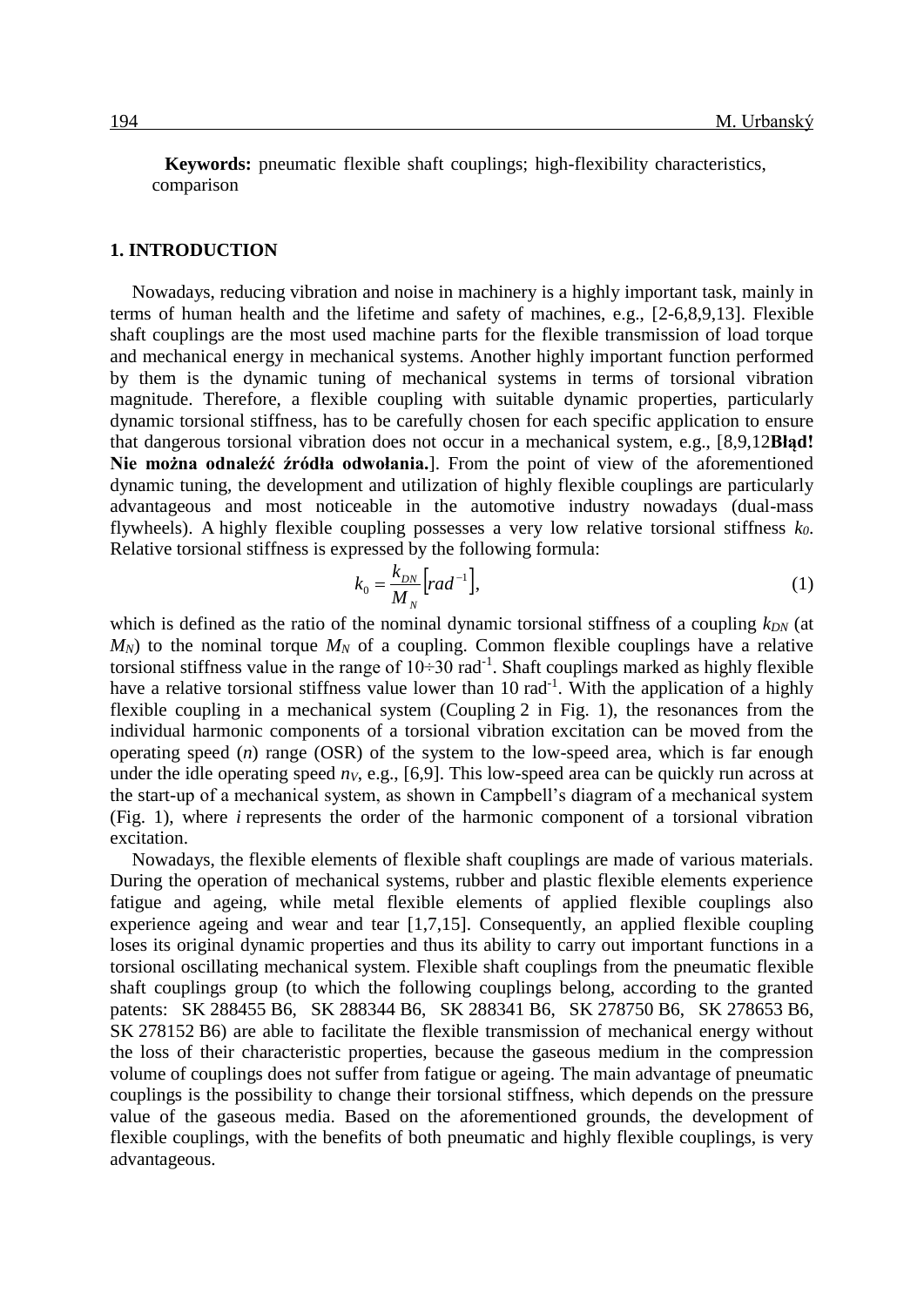**Keywords:** pneumatic flexible shaft couplings; high-flexibility characteristics, comparison

## 1. INTRODUCTION

Nowadays, reducing vibration and noise in machinery is a highly important task, mainly in terms of human health and the lifetime and safety of machines, e.g., [2-6,8,9,13]. Flexible shaft couplings are the most used machine parts for the flexible transmission of load torque and mechanical energy in mechanical systems. Another highly important function performed by them is the dynamic tuning of mechanical systems in terms of torsional vibration magnitude. Therefore, a flexible coupling with suitable dynamic properties, particularly dynamic torsional stiffness, has to be carefully chosen for each specific application to ensure that dangerous torsional vibration does not occur in a mechanical system, e.g., [8,9,12**Błąd! Nie można odnaleźć źródła odwołania.**]. From the point of view of the aforementioned dynamic tuning, the development and utilization of highly flexible couplings are particularly advantageous and most noticeable in the automotive industry nowadays (dual-mass flywheels). A highly flexible coupling possesses a very low relative torsional stiffness $k_0$. Relative torsional stiffness is expressed by the following formula:

$$k_0 = \frac{k_{DN}}{M_N}\left[rad^{-1}\right], \tag{1}$$

which is defined as the ratio of the nominal dynamic torsional stiffness of a coupling $k_{DN}$ (at $M_N$) to the nominal torque $M_N$ of a coupling. Common flexible couplings have a relative torsional stiffness value in the range of 10÷30 rad$^{-1}$. Shaft couplings marked as highly flexible have a relative torsional stiffness value lower than 10 rad$^{-1}$. With the application of a highly flexible coupling in a mechanical system (Coupling 2 in Fig. 1), the resonances from the individual harmonic components of a torsional vibration excitation can be moved from the operating speed ($n$) range (OSR) of the system to the low-speed area, which is far enough under the idle operating speed $n_V$, e.g., [6,9]. This low-speed area can be quickly run across at the start-up of a mechanical system, as shown in Campbell's diagram of a mechanical system (Fig. 1), where $i$ represents the order of the harmonic component of a torsional vibration excitation.

Nowadays, the flexible elements of flexible shaft couplings are made of various materials. During the operation of mechanical systems, rubber and plastic flexible elements experience fatigue and ageing, while metal flexible elements of applied flexible couplings also experience ageing and wear and tear [1,7,15]. Consequently, an applied flexible coupling loses its original dynamic properties and thus its ability to carry out important functions in a torsional oscillating mechanical system. Flexible shaft couplings from the pneumatic flexible shaft couplings group (to which the following couplings belong, according to the granted patents: SK 288455 B6, SK 288344 B6, SK 288341 B6, SK 278750 B6, SK 278653 B6, SK 278152 B6) are able to facilitate the flexible transmission of mechanical energy without the loss of their characteristic properties, because the gaseous medium in the compression volume of couplings does not suffer from fatigue or ageing. The main advantage of pneumatic couplings is the possibility to change their torsional stiffness, which depends on the pressure value of the gaseous media. Based on the aforementioned grounds, the development of flexible couplings, with the benefits of both pneumatic and highly flexible couplings, is very advantageous.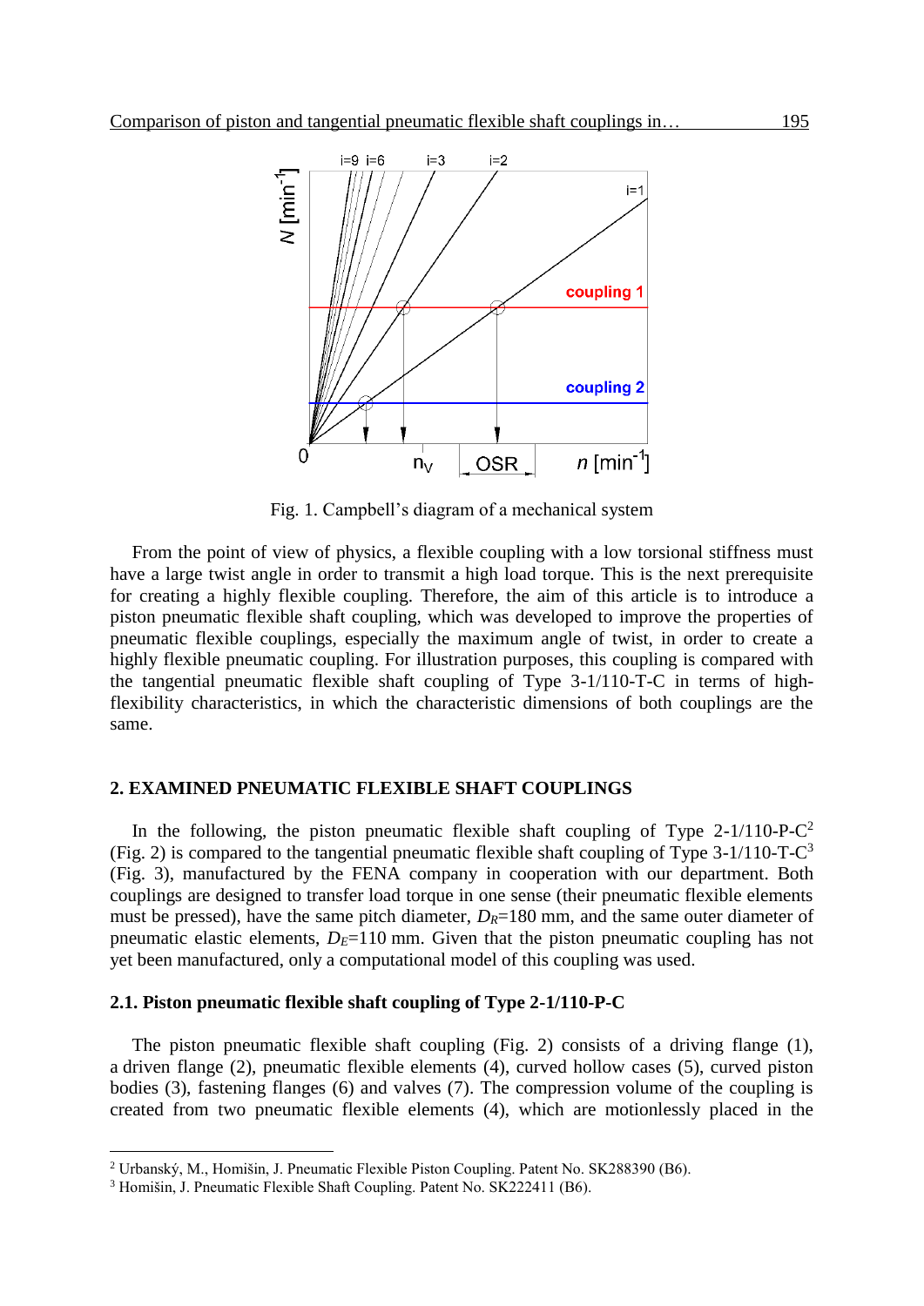Fig. 1. Campbell's diagram of a mechanical system

From the point of view of physics, a flexible coupling with a low torsional stiffness must have a large twist angle in order to transmit a high load torque. This is the next prerequisite for creating a highly flexible coupling. Therefore, the aim of this article is to introduce a piston pneumatic flexible shaft coupling, which was developed to improve the properties of pneumatic flexible couplings, especially the maximum angle of twist, in order to create a highly flexible pneumatic coupling. For illustration purposes, this coupling is compared with the tangential pneumatic flexible shaft coupling of Type 3-1/110-T-C in terms of high-flexibility characteristics, in which the characteristic dimensions of both couplings are the same.

## 2. EXAMINED PNEUMATIC FLEXIBLE SHAFT COUPLINGS

In the following, the piston pneumatic flexible shaft coupling of Type 2-1/110-P-C[2] (Fig. 2) is compared to the tangential pneumatic flexible shaft coupling of Type 3-1/110-T-C[3] (Fig. 3), manufactured by the FENA company in cooperation with our department. Both couplings are designed to transfer load torque in one sense (their pneumatic flexible elements must be pressed), have the same pitch diameter, $D_R$=180 mm, and the same outer diameter of pneumatic elastic elements, $D_E$=110 mm. Given that the piston pneumatic coupling has not yet been manufactured, only a computational model of this coupling was used.

### 2.1. Piston pneumatic flexible shaft coupling of Type 2-1/110-P-C

The piston pneumatic flexible shaft coupling (Fig. 2) consists of a driving flange (1), a driven flange (2), pneumatic flexible elements (4), curved hollow cases (5), curved piston bodies (3), fastening flanges (6) and valves (7). The compression volume of the coupling is created from two pneumatic flexible elements (4), which are motionlessly placed in the

[2] Urbanský, M., Homišin, J. Pneumatic Flexible Piston Coupling. Patent No. SK288390 (B6).

[3] Homišin, J. Pneumatic Flexible Shaft Coupling. Patent No. SK222411 (B6).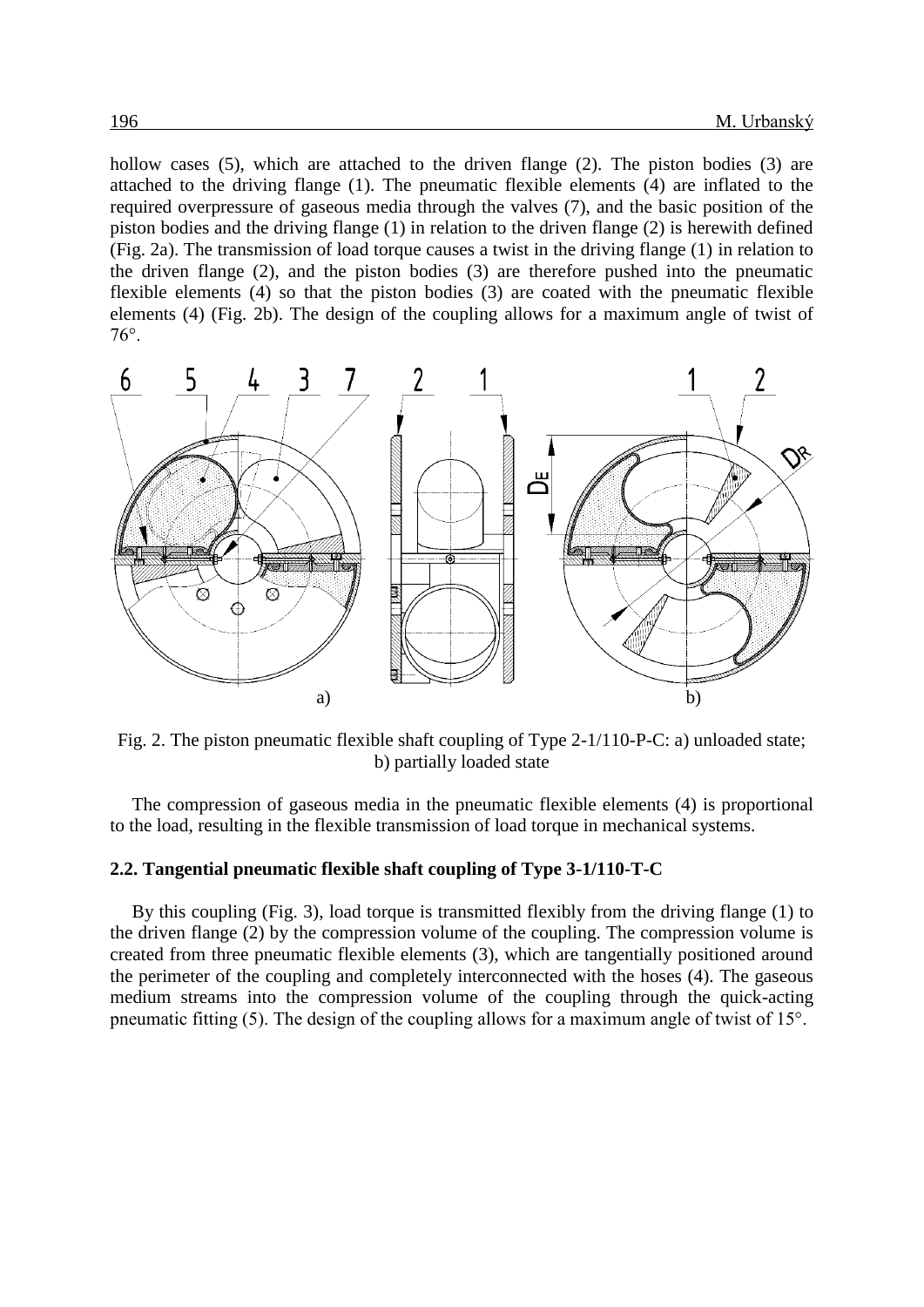hollow cases (5), which are attached to the driven flange (2). The piston bodies (3) are attached to the driving flange (1). The pneumatic flexible elements (4) are inflated to the required overpressure of gaseous media through the valves (7), and the basic position of the piston bodies and the driving flange (1) in relation to the driven flange (2) is herewith defined (Fig. 2a). The transmission of load torque causes a twist in the driving flange (1) in relation to the driven flange (2), and the piston bodies (3) are therefore pushed into the pneumatic flexible elements (4) so that the piston bodies (3) are coated with the pneumatic flexible elements (4) (Fig. 2b). The design of the coupling allows for a maximum angle of twist of 76°.

Fig. 2. The piston pneumatic flexible shaft coupling of Type 2-1/110-P-C: a) unloaded state; b) partially loaded state

The compression of gaseous media in the pneumatic flexible elements (4) is proportional to the load, resulting in the flexible transmission of load torque in mechanical systems.

### 2.2. Tangential pneumatic flexible shaft coupling of Type 3-1/110-T-C

By this coupling (Fig. 3), load torque is transmitted flexibly from the driving flange (1) to the driven flange (2) by the compression volume of the coupling. The compression volume is created from three pneumatic flexible elements (3), which are tangentially positioned around the perimeter of the coupling and completely interconnected with the hoses (4). The gaseous medium streams into the compression volume of the coupling through the quick-acting pneumatic fitting (5). The design of the coupling allows for a maximum angle of twist of 15°.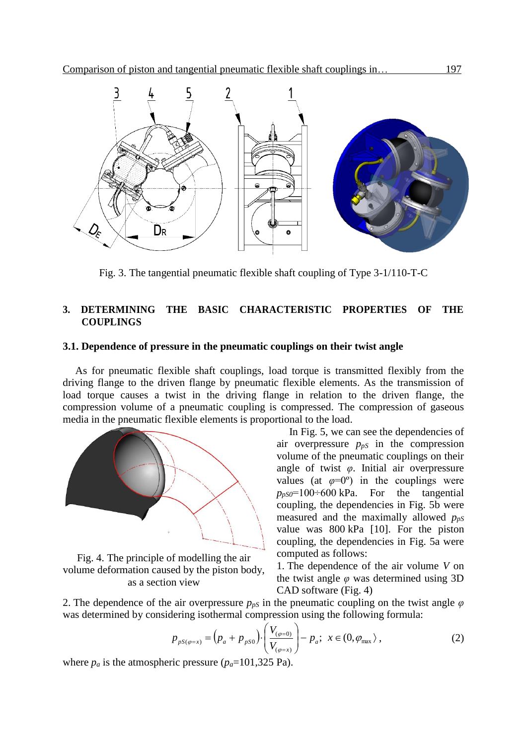Fig. 3. The tangential pneumatic flexible shaft coupling of Type 3-1/110-T-C

## 3. DETERMINING THE BASIC CHARACTERISTIC PROPERTIES OF THE COUPLINGS

### 3.1. Dependence of pressure in the pneumatic couplings on their twist angle

As for pneumatic flexible shaft couplings, load torque is transmitted flexibly from the driving flange to the driven flange by pneumatic flexible elements. As the transmission of load torque causes a twist in the driving flange in relation to the driven flange, the compression volume of a pneumatic coupling is compressed. The compression of gaseous media in the pneumatic flexible elements is proportional to the load.

In Fig. 5, we can see the dependencies of air overpressure $p_{pS}$ in the compression volume of the pneumatic couplings on their angle of twist $\varphi$. Initial air overpressure values (at $\varphi$=0°) in the couplings were $p_{pS0}$=100÷600 kPa. For the tangential coupling, the dependencies in Fig. 5b were measured and the maximally allowed $p_{pS}$ value was 800 kPa [10]. For the piston coupling, the dependencies in Fig. 5a were computed as follows:

Fig. 4. The principle of modelling the air volume deformation caused by the piston body, as a section view

1. The dependence of the air volume $V$ on the twist angle $\varphi$ was determined using 3D CAD software (Fig. 4)

2. The dependence of the air overpressure $p_{pS}$ in the pneumatic coupling on the twist angle $\varphi$ was determined by considering isothermal compression using the following formula:

$$p_{pS(\varphi=x)} = \left(p_a + p_{pS0}\right)\cdot\left(\frac{V_{(\varphi=0)}}{V_{(\varphi=x)}}\right) - p_a;\;\; x \in (0, \varphi_{\max}\rangle\,, \tag{2}$$

where $p_a$ is the atmospheric pressure ($p_a$=101,325 Pa).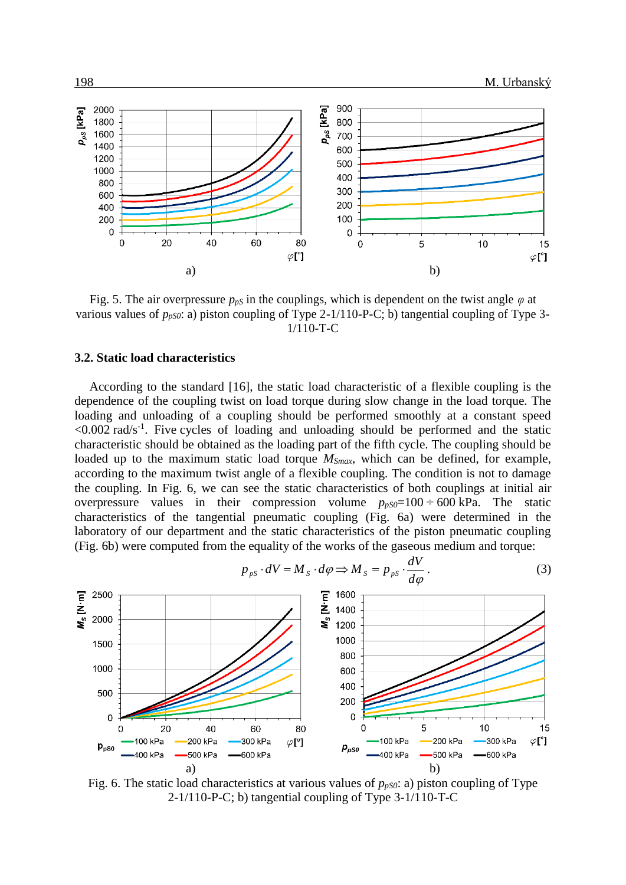Fig. 5. The air overpressure $p_{pS}$ in the couplings, which is dependent on the twist angle $\varphi$ at various values of $p_{pS0}$: a) piston coupling of Type 2-1/110-P-C; b) tangential coupling of Type 3-1/110-T-C

### 3.2. Static load characteristics

According to the standard [16], the static load characteristic of a flexible coupling is the dependence of the coupling twist on load torque during slow change in the load torque. The loading and unloading of a coupling should be performed smoothly at a constant speed <0.002 rad/s$^{-1}$. Five cycles of loading and unloading should be performed and the static characteristic should be obtained as the loading part of the fifth cycle. The coupling should be loaded up to the maximum static load torque $M_{Smax}$, which can be defined, for example, according to the maximum twist angle of a flexible coupling. The condition is not to damage the coupling. In Fig. 6, we can see the static characteristics of both couplings at initial air overpressure values in their compression volume $p_{pS0}$=100 ÷ 600 kPa. The static characteristics of the tangential pneumatic coupling (Fig. 6a) were determined in the laboratory of our department and the static characteristics of the piston pneumatic coupling (Fig. 6b) were computed from the equality of the works of the gaseous medium and torque:

$$p_{pS} \cdot dV = M_S \cdot d\varphi \Rightarrow M_S = p_{pS} \cdot \frac{dV}{d\varphi}. \tag{3}$$

Fig. 6. The static load characteristics at various values of $p_{pS0}$: a) piston coupling of Type 2-1/110-P-C; b) tangential coupling of Type 3-1/110-T-C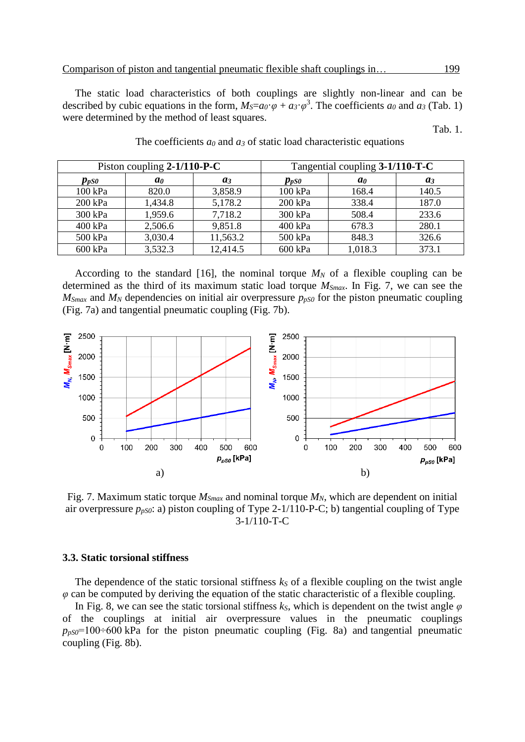The static load characteristics of both couplings are slightly non-linear and can be described by cubic equations in the form, $M_S = a_0 \cdot \varphi + a_3 \cdot \varphi^3$. The coefficients $a_0$ and $a_3$ (Tab. 1) were determined by the method of least squares.

Tab. 1.

The coefficients $a_0$ and $a_3$ of static load characteristic equations

| Piston coupling **2-1/110-P-C** | | | Tangential coupling **3-1/110-T-C** | | |
|---|---|---|---|---|---|
| $p_{pS0}$ | $a_0$ | $a_3$ | $p_{pS0}$ | $a_0$ | $a_3$ |
| 100 kPa | 820.0 | 3,858.9 | 100 kPa | 168.4 | 140.5 |
| 200 kPa | 1,434.8 | 5,178.2 | 200 kPa | 338.4 | 187.0 |
| 300 kPa | 1,959.6 | 7,718.2 | 300 kPa | 508.4 | 233.6 |
| 400 kPa | 2,506.6 | 9,851.8 | 400 kPa | 678.3 | 280.1 |
| 500 kPa | 3,030.4 | 11,563.2 | 500 kPa | 848.3 | 326.6 |
| 600 kPa | 3,532.3 | 12,414.5 | 600 kPa | 1,018.3 | 373.1 |

According to the standard [16], the nominal torque $M_N$ of a flexible coupling can be determined as the third of its maximum static load torque $M_{Smax}$. In Fig. 7, we can see the $M_{Smax}$ and $M_N$ dependencies on initial air overpressure $p_{pS0}$ for the piston pneumatic coupling (Fig. 7a) and tangential pneumatic coupling (Fig. 7b).

Fig. 7. Maximum static torque $M_{Smax}$ and nominal torque $M_N$, which are dependent on initial air overpressure $p_{pS0}$: a) piston coupling of Type 2-1/110-P-C; b) tangential coupling of Type 3-1/110-T-C

### 3.3. Static torsional stiffness

The dependence of the static torsional stiffness $k_S$ of a flexible coupling on the twist angle $\varphi$ can be computed by deriving the equation of the static characteristic of a flexible coupling.

In Fig. 8, we can see the static torsional stiffness $k_S$, which is dependent on the twist angle $\varphi$ of the couplings at initial air overpressure values in the pneumatic couplings $p_{pS0}$=100÷600 kPa for the piston pneumatic coupling (Fig. 8a) and tangential pneumatic coupling (Fig. 8b).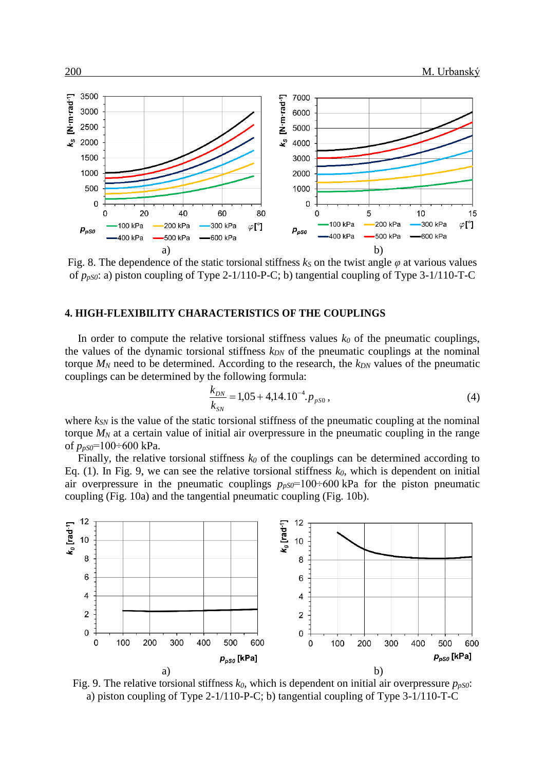Fig. 8. The dependence of the static torsional stiffness $k_S$ on the twist angle $\varphi$ at various values of $p_{pS0}$: a) piston coupling of Type 2-1/110-P-C; b) tangential coupling of Type 3-1/110-T-C

## 4. HIGH-FLEXIBILITY CHARACTERISTICS OF THE COUPLINGS

In order to compute the relative torsional stiffness values $k_0$ of the pneumatic couplings, the values of the dynamic torsional stiffness $k_{DN}$ of the pneumatic couplings at the nominal torque $M_N$ need to be determined. According to the research, the $k_{DN}$ values of the pneumatic couplings can be determined by the following formula:

$$\frac{k_{DN}}{k_{SN}} = 1{,}05 + 4{,}14.10^{-4}.p_{pS0}\,, \tag{4}$$

where $k_{SN}$ is the value of the static torsional stiffness of the pneumatic coupling at the nominal torque $M_N$ at a certain value of initial air overpressure in the pneumatic coupling in the range of $p_{pS0}$=100÷600 kPa.

Finally, the relative torsional stiffness $k_0$ of the couplings can be determined according to Eq. (1). In Fig. 9, we can see the relative torsional stiffness $k_0$, which is dependent on initial air overpressure in the pneumatic couplings $p_{pS0}$=100÷600 kPa for the piston pneumatic coupling (Fig. 10a) and the tangential pneumatic coupling (Fig. 10b).

Fig. 9. The relative torsional stiffness $k_0$, which is dependent on initial air overpressure $p_{pS0}$: a) piston coupling of Type 2-1/110-P-C; b) tangential coupling of Type 3-1/110-T-C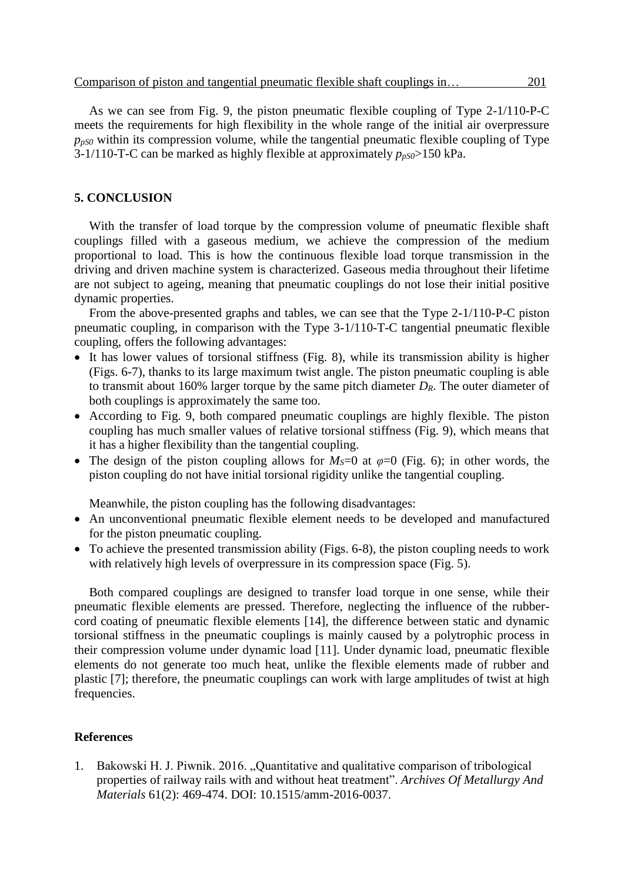As we can see from Fig. 9, the piston pneumatic flexible coupling of Type 2-1/110-P-C meets the requirements for high flexibility in the whole range of the initial air overpressure $p_{pS0}$ within its compression volume, while the tangential pneumatic flexible coupling of Type 3-1/110-T-C can be marked as highly flexible at approximately $p_{pS0}$>150 kPa.

## 5. CONCLUSION

With the transfer of load torque by the compression volume of pneumatic flexible shaft couplings filled with a gaseous medium, we achieve the compression of the medium proportional to load. This is how the continuous flexible load torque transmission in the driving and driven machine system is characterized. Gaseous media throughout their lifetime are not subject to ageing, meaning that pneumatic couplings do not lose their initial positive dynamic properties.

From the above-presented graphs and tables, we can see that the Type 2-1/110-P-C piston pneumatic coupling, in comparison with the Type 3-1/110-T-C tangential pneumatic flexible coupling, offers the following advantages:

- It has lower values of torsional stiffness (Fig. 8), while its transmission ability is higher (Figs. 6-7), thanks to its large maximum twist angle. The piston pneumatic coupling is able to transmit about 160% larger torque by the same pitch diameter $D_R$. The outer diameter of both couplings is approximately the same too.
- According to Fig. 9, both compared pneumatic couplings are highly flexible. The piston coupling has much smaller values of relative torsional stiffness (Fig. 9), which means that it has a higher flexibility than the tangential coupling.
- The design of the piston coupling allows for $M_S$=0 at $\varphi$=0 (Fig. 6); in other words, the piston coupling do not have initial torsional rigidity unlike the tangential coupling.

Meanwhile, the piston coupling has the following disadvantages:

- An unconventional pneumatic flexible element needs to be developed and manufactured for the piston pneumatic coupling.
- To achieve the presented transmission ability (Figs. 6-8), the piston coupling needs to work with relatively high levels of overpressure in its compression space (Fig. 5).

Both compared couplings are designed to transfer load torque in one sense, while their pneumatic flexible elements are pressed. Therefore, neglecting the influence of the rubber-cord coating of pneumatic flexible elements [14], the difference between static and dynamic torsional stiffness in the pneumatic couplings is mainly caused by a polytrophic process in their compression volume under dynamic load [11]. Under dynamic load, pneumatic flexible elements do not generate too much heat, unlike the flexible elements made of rubber and plastic [7]; therefore, the pneumatic couplings can work with large amplitudes of twist at high frequencies.

### References

1. Bakowski H. J. Piwnik. 2016. „Quantitative and qualitative comparison of tribological properties of railway rails with and without heat treatment". *Archives Of Metallurgy And Materials* 61(2): 469-474. DOI: 10.1515/amm-2016-0037.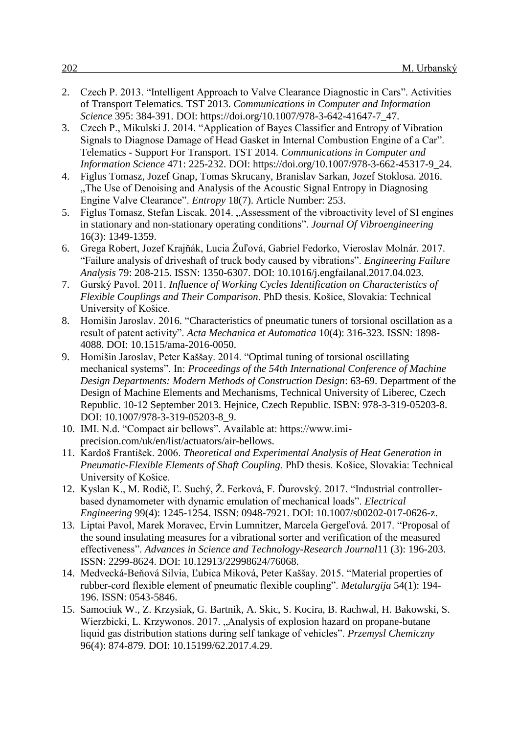2. Czech P. 2013. "Intelligent Approach to Valve Clearance Diagnostic in Cars". Activities of Transport Telematics. TST 2013. *Communications in Computer and Information Science* 395: 384-391. DOI: https://doi.org/10.1007/978-3-642-41647-7_47.
3. Czech P., Mikulski J. 2014. "Application of Bayes Classifier and Entropy of Vibration Signals to Diagnose Damage of Head Gasket in Internal Combustion Engine of a Car". Telematics - Support For Transport. TST 2014. *Communications in Computer and Information Science* 471: 225-232. DOI: https://doi.org/10.1007/978-3-662-45317-9_24.
4. Figlus Tomasz, Jozef Gnap, Tomas Skrucany, Branislav Sarkan, Jozef Stoklosa. 2016. „The Use of Denoising and Analysis of the Acoustic Signal Entropy in Diagnosing Engine Valve Clearance". *Entropy* 18(7). Article Number: 253.
5. Figlus Tomasz, Stefan Liscak. 2014. „Assessment of the vibroactivity level of SI engines in stationary and non-stationary operating conditions". *Journal Of Vibroengineering* 16(3): 1349-1359.
6. Grega Robert, Jozef Krajňák, Lucia Žuľová, Gabriel Fedorko, Vieroslav Molnár. 2017. "Failure analysis of driveshaft of truck body caused by vibrations". *Engineering Failure Analysis* 79: 208-215. ISSN: 1350-6307. DOI: 10.1016/j.engfailanal.2017.04.023.
7. Gurský Pavol. 2011. *Influence of Working Cycles Identification on Characteristics of Flexible Couplings and Their Comparison*. PhD thesis. Košice, Slovakia: Technical University of Košice.
8. Homišin Jaroslav. 2016. "Characteristics of pneumatic tuners of torsional oscillation as a result of patent activity". *Acta Mechanica et Automatica* 10(4): 316-323. ISSN: 1898-4088. DOI: 10.1515/ama-2016-0050.
9. Homišin Jaroslav, Peter Kaššay. 2014. "Optimal tuning of torsional oscillating mechanical systems". In: *Proceedings of the 54th International Conference of Machine Design Departments: Modern Methods of Construction Design*: 63-69. Department of the Design of Machine Elements and Mechanisms, Technical University of Liberec, Czech Republic. 10-12 September 2013. Hejnice, Czech Republic. ISBN: 978-3-319-05203-8. DOI: 10.1007/978-3-319-05203-8_9.
10. IMI. N.d. "Compact air bellows". Available at: https://www.imi-precision.com/uk/en/list/actuators/air-bellows.
11. Kardoš František. 2006. *Theoretical and Experimental Analysis of Heat Generation in Pneumatic-Flexible Elements of Shaft Coupling*. PhD thesis. Košice, Slovakia: Technical University of Košice.
12. Kyslan K., M. Rodič, Ľ. Suchý, Ž. Ferková, F. Ďurovský. 2017. "Industrial controller-based dynamometer with dynamic emulation of mechanical loads". *Electrical Engineering* 99(4): 1245-1254. ISSN: 0948-7921. DOI: 10.1007/s00202-017-0626-z.
13. Liptai Pavol, Marek Moravec, Ervin Lumnitzer, Marcela Gergeľová. 2017. "Proposal of the sound insulating measures for a vibrational sorter and verification of the measured effectiveness". *Advances in Science and Technology-Research Journal*11 (3): 196-203. ISSN: 2299-8624. DOI: 10.12913/22998624/76068.
14. Medvecká-Beňová Silvia, Ľubica Miková, Peter Kaššay. 2015. "Material properties of rubber-cord flexible element of pneumatic flexible coupling". *Metalurgija* 54(1): 194-196. ISSN: 0543-5846.
15. Samociuk W., Z. Krzysiak, G. Bartnik, A. Skic, S. Kocira, B. Rachwal, H. Bakowski, S. Wierzbicki, L. Krzywonos. 2017. „Analysis of explosion hazard on propane-butane liquid gas distribution stations during self tankage of vehicles". *Przemysl Chemiczny* 96(4): 874-879. DOI: 10.15199/62.2017.4.29.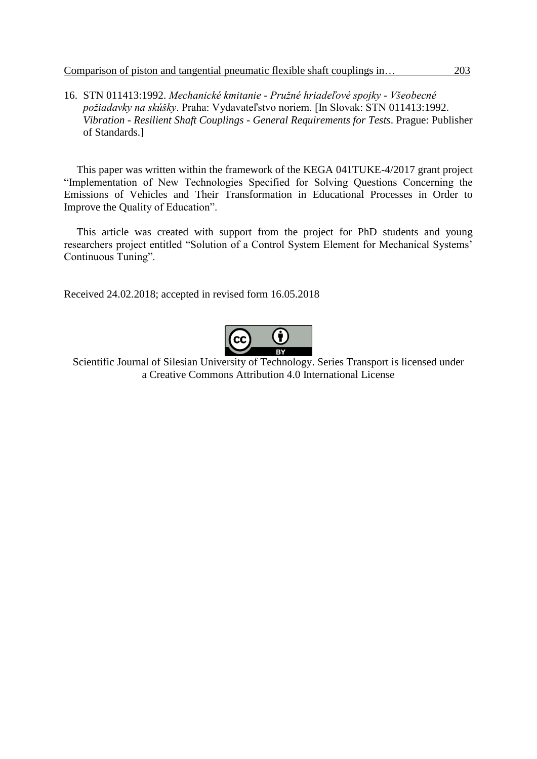16. STN 011413:1992. *Mechanické kmitanie - Pružné hriadeľové spojky - Všeobecné požiadavky na skúšky*. Praha: Vydavateľstvo noriem. [In Slovak: STN 011413:1992. *Vibration - Resilient Shaft Couplings - General Requirements for Tests*. Prague: Publisher of Standards.]

This paper was written within the framework of the KEGA 041TUKE-4/2017 grant project "Implementation of New Technologies Specified for Solving Questions Concerning the Emissions of Vehicles and Their Transformation in Educational Processes in Order to Improve the Quality of Education".

This article was created with support from the project for PhD students and young researchers project entitled "Solution of a Control System Element for Mechanical Systems' Continuous Tuning".

Received 24.02.2018; accepted in revised form 16.05.2018

Scientific Journal of Silesian University of Technology. Series Transport is licensed under a Creative Commons Attribution 4.0 International License